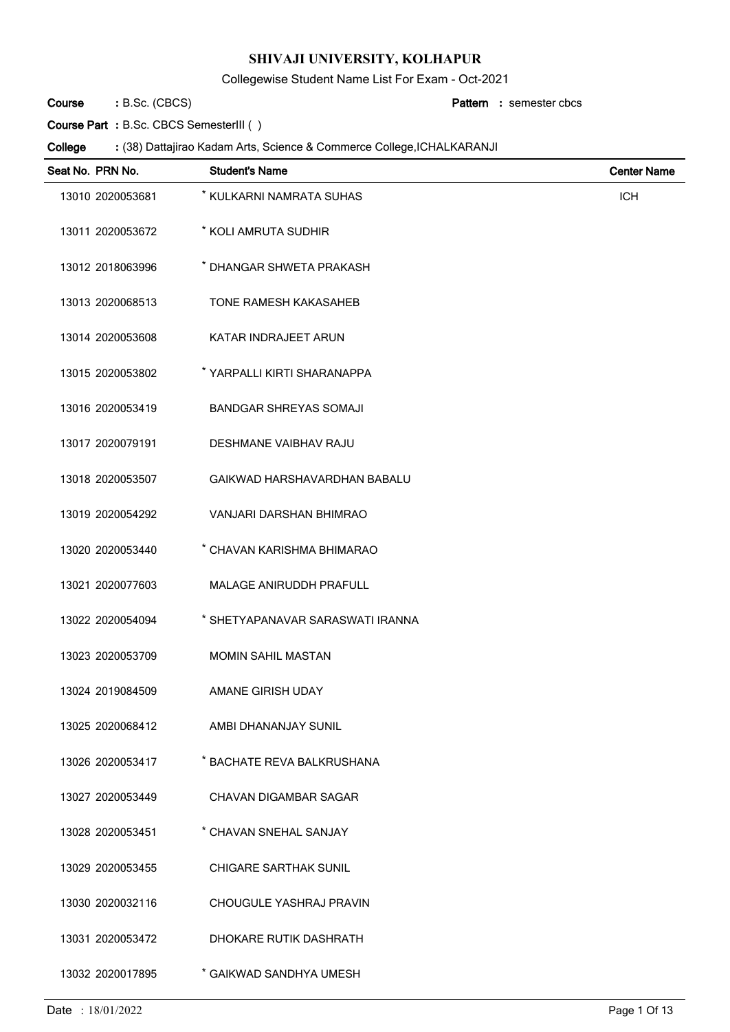# SHIVAJI UNIVERSITY, KOLHAPUR

Collegewise Student Name List For Exam - Oct-2021

**Course** : B.Sc. (CBCS) **Pattern** : semester cbcs

**Course Part** : B.Sc. CBCS SemesterIII ( )

**College** : (38) Dattajirao Kadam Arts, Science & Commerce College,ICHALKARANJI

| Seat No. | PRN No. | Student's Name | Center Name |
|---|---|---|---|
| 13010 | 2020053681 | * KULKARNI NAMRATA SUHAS | ICH |
| 13011 | 2020053672 | * KOLI AMRUTA SUDHIR | |
| 13012 | 2018063996 | * DHANGAR SHWETA PRAKASH | |
| 13013 | 2020068513 | TONE RAMESH KAKASAHEB | |
| 13014 | 2020053608 | KATAR INDRAJEET ARUN | |
| 13015 | 2020053802 | * YARPALLI KIRTI SHARANAPPA | |
| 13016 | 2020053419 | BANDGAR SHREYAS SOMAJI | |
| 13017 | 2020079191 | DESHMANE VAIBHAV RAJU | |
| 13018 | 2020053507 | GAIKWAD HARSHAVARDHAN BABALU | |
| 13019 | 2020054292 | VANJARI DARSHAN BHIMRAO | |
| 13020 | 2020053440 | * CHAVAN KARISHMA BHIMARAO | |
| 13021 | 2020077603 | MALAGE ANIRUDDH PRAFULL | |
| 13022 | 2020054094 | * SHETYAPANAVAR SARASWATI IRANNA | |
| 13023 | 2020053709 | MOMIN SAHIL MASTAN | |
| 13024 | 2019084509 | AMANE GIRISH UDAY | |
| 13025 | 2020068412 | AMBI DHANANJAY SUNIL | |
| 13026 | 2020053417 | * BACHATE REVA BALKRUSHANA | |
| 13027 | 2020053449 | CHAVAN DIGAMBAR SAGAR | |
| 13028 | 2020053451 | * CHAVAN SNEHAL SANJAY | |
| 13029 | 2020053455 | CHIGARE SARTHAK SUNIL | |
| 13030 | 2020032116 | CHOUGULE YASHRAJ PRAVIN | |
| 13031 | 2020053472 | DHOKARE RUTIK DASHRATH | |
| 13032 | 2020017895 | * GAIKWAD SANDHYA UMESH | |

Date : 18/01/2022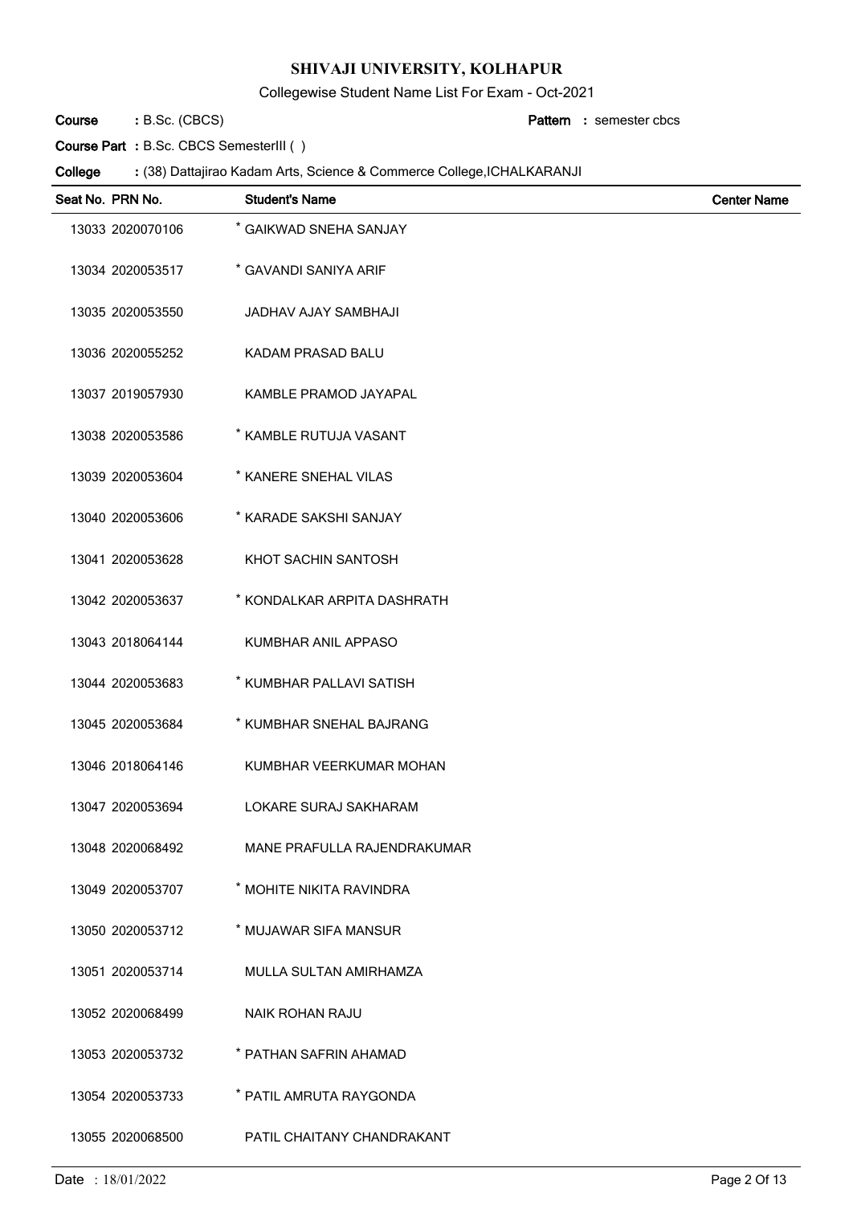**SHIVAJI UNIVERSITY, KOLHAPUR**

Collegewise Student Name List For Exam - Oct-2021

**Course** : B.Sc. (CBCS) **Pattern** : semester cbcs

**Course Part** : B.Sc. CBCS SemesterIII ( )

**College** : (38) Dattajirao Kadam Arts, Science & Commerce College,ICHALKARANJI

| Seat No. | PRN No. | Student's Name | Center Name |
|---|---|---|---|
| 13033 | 2020070106 | * GAIKWAD SNEHA SANJAY | |
| 13034 | 2020053517 | * GAVANDI SANIYA ARIF | |
| 13035 | 2020053550 | JADHAV AJAY SAMBHAJI | |
| 13036 | 2020055252 | KADAM PRASAD BALU | |
| 13037 | 2019057930 | KAMBLE PRAMOD JAYAPAL | |
| 13038 | 2020053586 | * KAMBLE RUTUJA VASANT | |
| 13039 | 2020053604 | * KANERE SNEHAL VILAS | |
| 13040 | 2020053606 | * KARADE SAKSHI SANJAY | |
| 13041 | 2020053628 | KHOT SACHIN SANTOSH | |
| 13042 | 2020053637 | * KONDALKAR ARPITA DASHRATH | |
| 13043 | 2018064144 | KUMBHAR ANIL APPASO | |
| 13044 | 2020053683 | * KUMBHAR PALLAVI SATISH | |
| 13045 | 2020053684 | * KUMBHAR SNEHAL BAJRANG | |
| 13046 | 2018064146 | KUMBHAR VEERKUMAR MOHAN | |
| 13047 | 2020053694 | LOKARE SURAJ SAKHARAM | |
| 13048 | 2020068492 | MANE PRAFULLA RAJENDRAKUMAR | |
| 13049 | 2020053707 | * MOHITE NIKITA RAVINDRA | |
| 13050 | 2020053712 | * MUJAWAR SIFA MANSUR | |
| 13051 | 2020053714 | MULLA SULTAN AMIRHAMZA | |
| 13052 | 2020068499 | NAIK ROHAN RAJU | |
| 13053 | 2020053732 | * PATHAN SAFRIN AHAMAD | |
| 13054 | 2020053733 | * PATIL AMRUTA RAYGONDA | |
| 13055 | 2020068500 | PATIL CHAITANY CHANDRAKANT | |

Date : 18/01/2022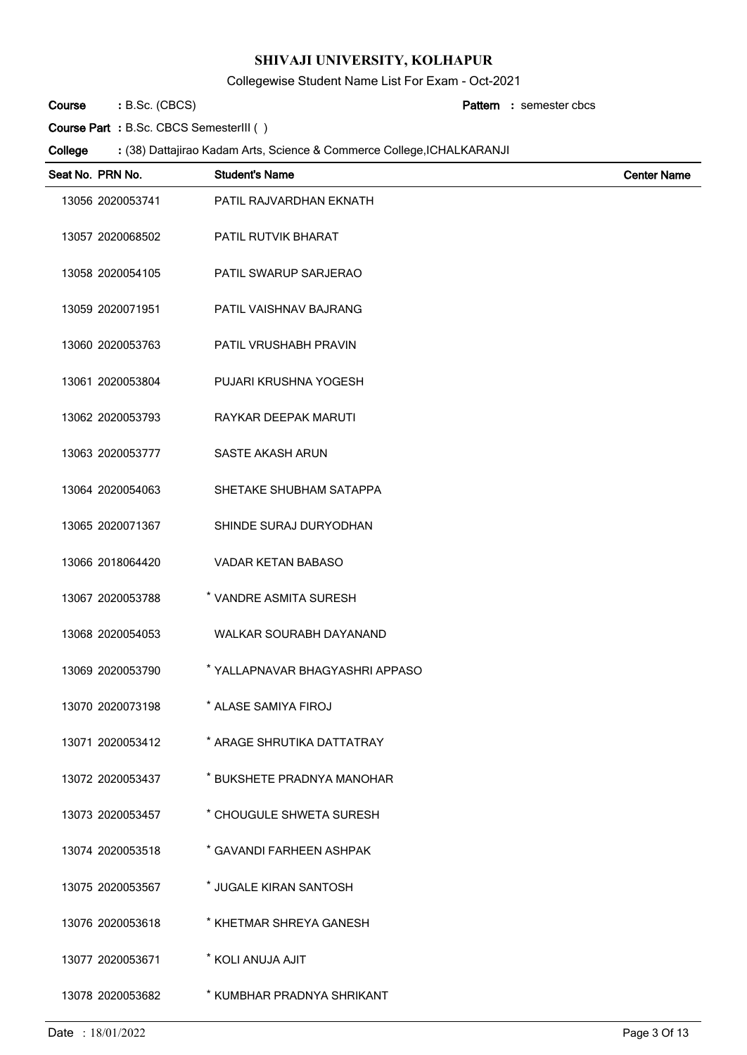# SHIVAJI UNIVERSITY, KOLHAPUR

Collegewise Student Name List For Exam - Oct-2021

**Course** : B.Sc. (CBCS) **Pattern** : semester cbcs

**Course Part** : B.Sc. CBCS SemesterIII ( )

**College** : (38) Dattajirao Kadam Arts, Science & Commerce College,ICHALKARANJI

| Seat No. | PRN No. | Student's Name | Center Name |
|---|---|---|---|
| 13056 | 2020053741 | PATIL RAJVARDHAN EKNATH | |
| 13057 | 2020068502 | PATIL RUTVIK BHARAT | |
| 13058 | 2020054105 | PATIL SWARUP SARJERAO | |
| 13059 | 2020071951 | PATIL VAISHNAV BAJRANG | |
| 13060 | 2020053763 | PATIL VRUSHABH PRAVIN | |
| 13061 | 2020053804 | PUJARI KRUSHNA YOGESH | |
| 13062 | 2020053793 | RAYKAR DEEPAK MARUTI | |
| 13063 | 2020053777 | SASTE AKASH ARUN | |
| 13064 | 2020054063 | SHETAKE SHUBHAM SATAPPA | |
| 13065 | 2020071367 | SHINDE SURAJ DURYODHAN | |
| 13066 | 2018064420 | VADAR KETAN BABASO | |
| 13067 | 2020053788 | * VANDRE ASMITA SURESH | |
| 13068 | 2020054053 | WALKAR SOURABH DAYANAND | |
| 13069 | 2020053790 | * YALLAPNAVAR BHAGYASHRI APPASO | |
| 13070 | 2020073198 | * ALASE SAMIYA FIROJ | |
| 13071 | 2020053412 | * ARAGE SHRUTIKA DATTATRAY | |
| 13072 | 2020053437 | * BUKSHETE PRADNYA MANOHAR | |
| 13073 | 2020053457 | * CHOUGULE SHWETA SURESH | |
| 13074 | 2020053518 | * GAVANDI FARHEEN ASHPAK | |
| 13075 | 2020053567 | * JUGALE KIRAN SANTOSH | |
| 13076 | 2020053618 | * KHETMAR SHREYA GANESH | |
| 13077 | 2020053671 | * KOLI ANUJA AJIT | |
| 13078 | 2020053682 | * KUMBHAR PRADNYA SHRIKANT | |

Date : 18/01/2022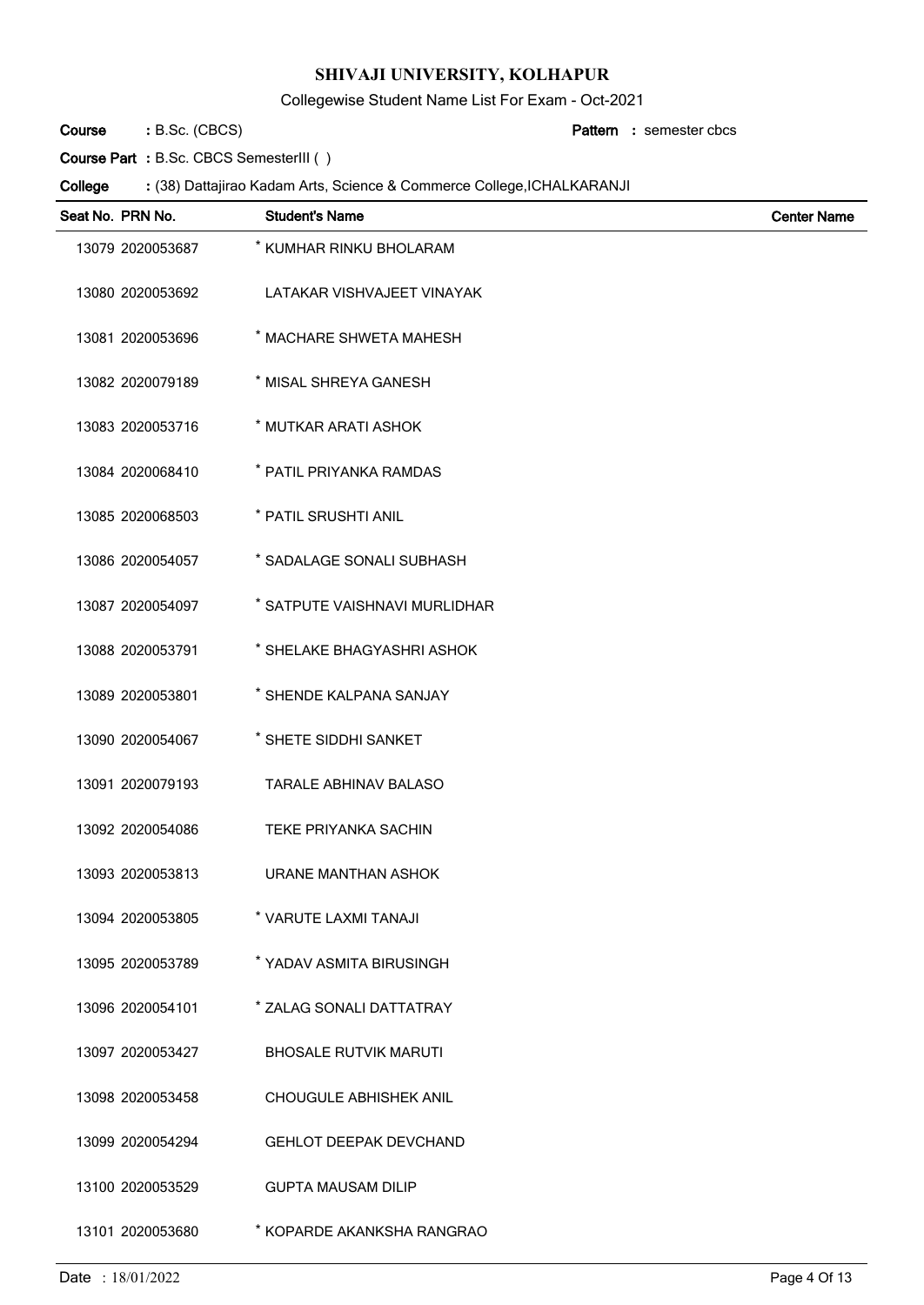# SHIVAJI UNIVERSITY, KOLHAPUR

Collegewise Student Name List For Exam - Oct-2021

**Course** : B.Sc. (CBCS) **Pattern** : semester cbcs

**Course Part** : B.Sc. CBCS SemesterIII ( )

**College** : (38) Dattajirao Kadam Arts, Science & Commerce College,ICHALKARANJI

| Seat No. | PRN No. | Student's Name | Center Name |
|---|---|---|---|
| 13079 | 2020053687 | * KUMHAR RINKU BHOLARAM | |
| 13080 | 2020053692 | LATAKAR VISHVAJEET VINAYAK | |
| 13081 | 2020053696 | * MACHARE SHWETA MAHESH | |
| 13082 | 2020079189 | * MISAL SHREYA GANESH | |
| 13083 | 2020053716 | * MUTKAR ARATI ASHOK | |
| 13084 | 2020068410 | * PATIL PRIYANKA RAMDAS | |
| 13085 | 2020068503 | * PATIL SRUSHTI ANIL | |
| 13086 | 2020054057 | * SADALAGE SONALI SUBHASH | |
| 13087 | 2020054097 | * SATPUTE VAISHNAVI MURLIDHAR | |
| 13088 | 2020053791 | * SHELAKE BHAGYASHRI ASHOK | |
| 13089 | 2020053801 | * SHENDE KALPANA SANJAY | |
| 13090 | 2020054067 | * SHETE SIDDHI SANKET | |
| 13091 | 2020079193 | TARALE ABHINAV BALASO | |
| 13092 | 2020054086 | TEKE PRIYANKA SACHIN | |
| 13093 | 2020053813 | URANE MANTHAN ASHOK | |
| 13094 | 2020053805 | * VARUTE LAXMI TANAJI | |
| 13095 | 2020053789 | * YADAV ASMITA BIRUSINGH | |
| 13096 | 2020054101 | * ZALAG SONALI DATTATRAY | |
| 13097 | 2020053427 | BHOSALE RUTVIK MARUTI | |
| 13098 | 2020053458 | CHOUGULE ABHISHEK ANIL | |
| 13099 | 2020054294 | GEHLOT DEEPAK DEVCHAND | |
| 13100 | 2020053529 | GUPTA MAUSAM DILIP | |
| 13101 | 2020053680 | * KOPARDE AKANKSHA RANGRAO | |

Date : 18/01/2022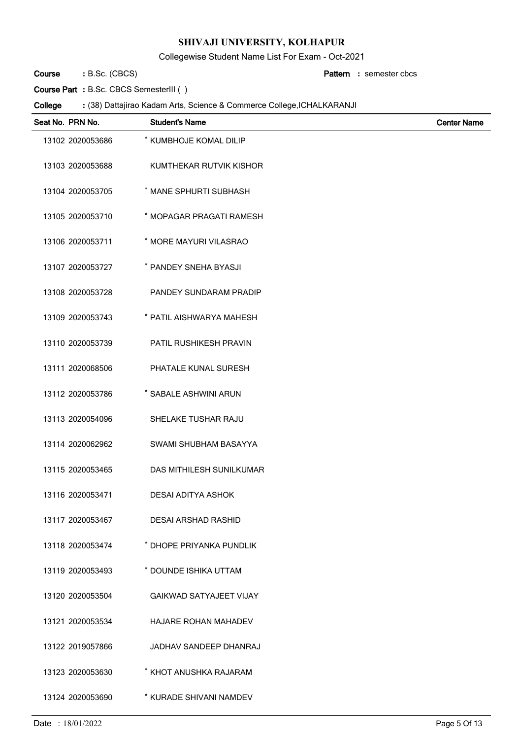# SHIVAJI UNIVERSITY, KOLHAPUR

Collegewise Student Name List For Exam - Oct-2021

**Course** : B.Sc. (CBCS) **Pattern** : semester cbcs

**Course Part** : B.Sc. CBCS SemesterIII ( )

**College** : (38) Dattajirao Kadam Arts, Science & Commerce College,ICHALKARANJI

| Seat No. | PRN No. | Student's Name | Center Name |
|---|---|---|---|
| 13102 | 2020053686 | * KUMBHOJE KOMAL DILIP | |
| 13103 | 2020053688 | KUMTHEKAR RUTVIK KISHOR | |
| 13104 | 2020053705 | * MANE SPHURTI SUBHASH | |
| 13105 | 2020053710 | * MOPAGAR PRAGATI RAMESH | |
| 13106 | 2020053711 | * MORE MAYURI VILASRAO | |
| 13107 | 2020053727 | * PANDEY SNEHA BYASJI | |
| 13108 | 2020053728 | PANDEY SUNDARAM PRADIP | |
| 13109 | 2020053743 | * PATIL AISHWARYA MAHESH | |
| 13110 | 2020053739 | PATIL RUSHIKESH PRAVIN | |
| 13111 | 2020068506 | PHATALE KUNAL SURESH | |
| 13112 | 2020053786 | * SABALE ASHWINI ARUN | |
| 13113 | 2020054096 | SHELAKE TUSHAR RAJU | |
| 13114 | 2020062962 | SWAMI SHUBHAM BASAYYA | |
| 13115 | 2020053465 | DAS MITHILESH SUNILKUMAR | |
| 13116 | 2020053471 | DESAI ADITYA ASHOK | |
| 13117 | 2020053467 | DESAI ARSHAD RASHID | |
| 13118 | 2020053474 | * DHOPE PRIYANKA PUNDLIK | |
| 13119 | 2020053493 | * DOUNDE ISHIKA UTTAM | |
| 13120 | 2020053504 | GAIKWAD SATYAJEET VIJAY | |
| 13121 | 2020053534 | HAJARE ROHAN MAHADEV | |
| 13122 | 2019057866 | JADHAV SANDEEP DHANRAJ | |
| 13123 | 2020053630 | * KHOT ANUSHKA RAJARAM | |
| 13124 | 2020053690 | * KURADE SHIVANI NAMDEV | |

Date : 18/01/2022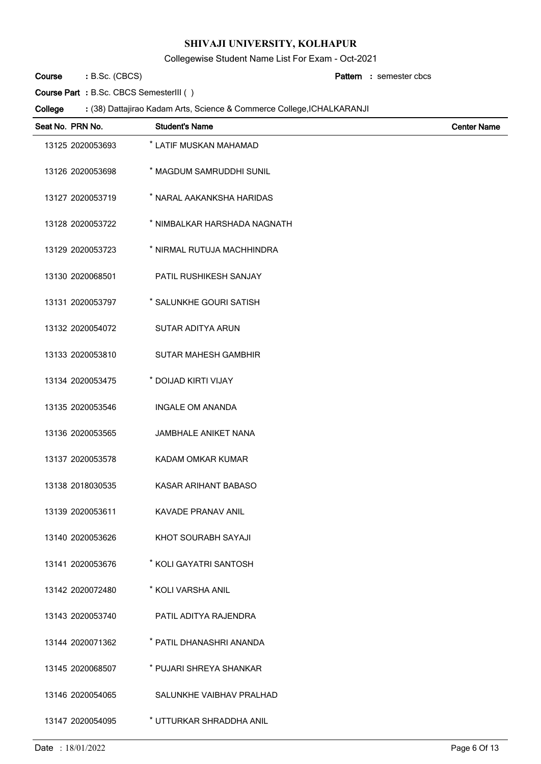# SHIVAJI UNIVERSITY, KOLHAPUR

Collegewise Student Name List For Exam - Oct-2021

**Course** : B.Sc. (CBCS) **Pattern** : semester cbcs

**Course Part** : B.Sc. CBCS SemesterIII ( )

**College** : (38) Dattajirao Kadam Arts, Science & Commerce College,ICHALKARANJI

| Seat No. | PRN No. | Student's Name | Center Name |
|---|---|---|---|
| 13125 | 2020053693 | * LATIF MUSKAN MAHAMAD | |
| 13126 | 2020053698 | * MAGDUM SAMRUDDHI SUNIL | |
| 13127 | 2020053719 | * NARAL AAKANKSHA HARIDAS | |
| 13128 | 2020053722 | * NIMBALKAR HARSHADA NAGNATH | |
| 13129 | 2020053723 | * NIRMAL RUTUJA MACHHINDRA | |
| 13130 | 2020068501 | PATIL RUSHIKESH SANJAY | |
| 13131 | 2020053797 | * SALUNKHE GOURI SATISH | |
| 13132 | 2020054072 | SUTAR ADITYA ARUN | |
| 13133 | 2020053810 | SUTAR MAHESH GAMBHIR | |
| 13134 | 2020053475 | * DOIJAD KIRTI VIJAY | |
| 13135 | 2020053546 | INGALE OM ANANDA | |
| 13136 | 2020053565 | JAMBHALE ANIKET NANA | |
| 13137 | 2020053578 | KADAM OMKAR KUMAR | |
| 13138 | 2018030535 | KASAR ARIHANT BABASO | |
| 13139 | 2020053611 | KAVADE PRANAV ANIL | |
| 13140 | 2020053626 | KHOT SOURABH SAYAJI | |
| 13141 | 2020053676 | * KOLI GAYATRI SANTOSH | |
| 13142 | 2020072480 | * KOLI VARSHA ANIL | |
| 13143 | 2020053740 | PATIL ADITYA RAJENDRA | |
| 13144 | 2020071362 | * PATIL DHANASHRI ANANDA | |
| 13145 | 2020068507 | * PUJARI SHREYA SHANKAR | |
| 13146 | 2020054065 | SALUNKHE VAIBHAV PRALHAD | |
| 13147 | 2020054095 | * UTTURKAR SHRADDHA ANIL | |

Date : 18/01/2022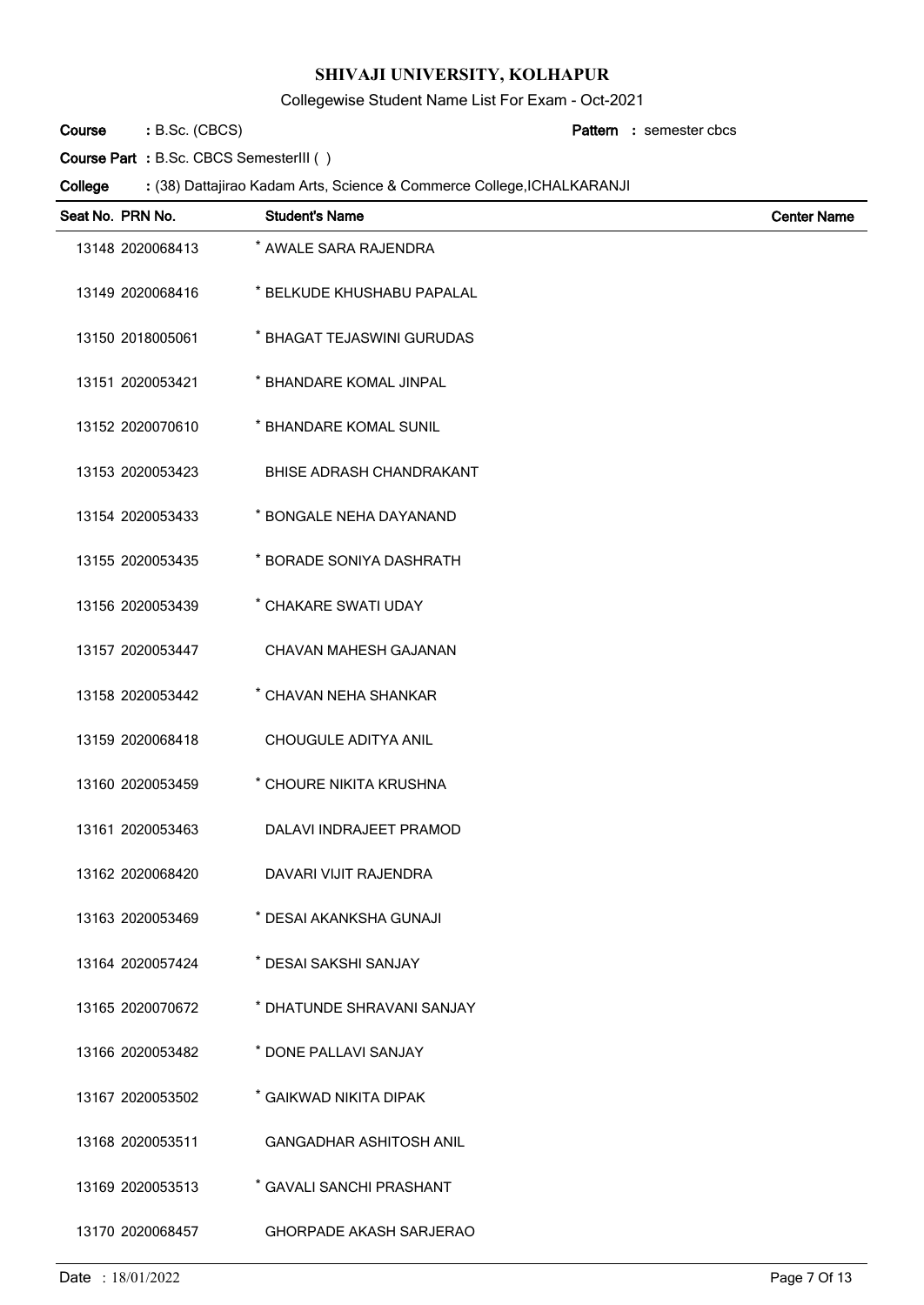# SHIVAJI UNIVERSITY, KOLHAPUR

Collegewise Student Name List For Exam - Oct-2021

**Course** : B.Sc. (CBCS) **Pattern** : semester cbcs

**Course Part** : B.Sc. CBCS SemesterIII ( )

**College** : (38) Dattajirao Kadam Arts, Science & Commerce College,ICHALKARANJI

| Seat No. | PRN No. | Student's Name | Center Name |
|---|---|---|---|
| 13148 | 2020068413 | * AWALE SARA RAJENDRA | |
| 13149 | 2020068416 | * BELKUDE KHUSHABU PAPALAL | |
| 13150 | 2018005061 | * BHAGAT TEJASWINI GURUDAS | |
| 13151 | 2020053421 | * BHANDARE KOMAL JINPAL | |
| 13152 | 2020070610 | * BHANDARE KOMAL SUNIL | |
| 13153 | 2020053423 | BHISE ADRASH CHANDRAKANT | |
| 13154 | 2020053433 | * BONGALE NEHA DAYANAND | |
| 13155 | 2020053435 | * BORADE SONIYA DASHRATH | |
| 13156 | 2020053439 | * CHAKARE SWATI UDAY | |
| 13157 | 2020053447 | CHAVAN MAHESH GAJANAN | |
| 13158 | 2020053442 | * CHAVAN NEHA SHANKAR | |
| 13159 | 2020068418 | CHOUGULE ADITYA ANIL | |
| 13160 | 2020053459 | * CHOURE NIKITA KRUSHNA | |
| 13161 | 2020053463 | DALAVI INDRAJEET PRAMOD | |
| 13162 | 2020068420 | DAVARI VIJIT RAJENDRA | |
| 13163 | 2020053469 | * DESAI AKANKSHA GUNAJI | |
| 13164 | 2020057424 | * DESAI SAKSHI SANJAY | |
| 13165 | 2020070672 | * DHATUNDE SHRAVANI SANJAY | |
| 13166 | 2020053482 | * DONE PALLAVI SANJAY | |
| 13167 | 2020053502 | * GAIKWAD NIKITA DIPAK | |
| 13168 | 2020053511 | GANGADHAR ASHITOSH ANIL | |
| 13169 | 2020053513 | * GAVALI SANCHI PRASHANT | |
| 13170 | 2020068457 | GHORPADE AKASH SARJERAO | |

Date : 18/01/2022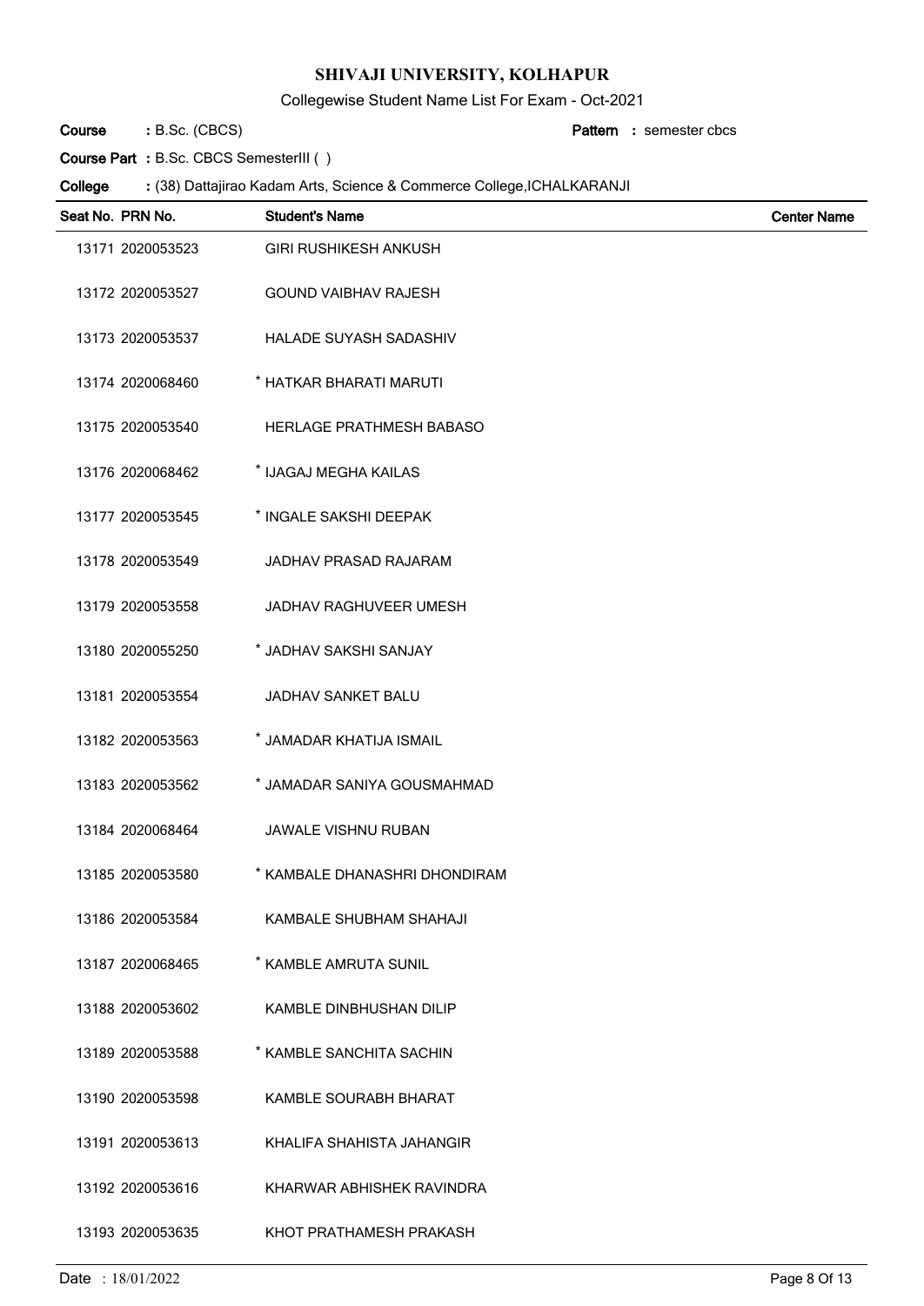# SHIVAJI UNIVERSITY, KOLHAPUR

Collegewise Student Name List For Exam - Oct-2021

**Course** : B.Sc. (CBCS) **Pattern** : semester cbcs

**Course Part** : B.Sc. CBCS SemesterIII ( )

**College** : (38) Dattajirao Kadam Arts, Science & Commerce College,ICHALKARANJI

| Seat No. | PRN No. | Student's Name | Center Name |
|---|---|---|---|
| 13171 | 2020053523 | GIRI RUSHIKESH ANKUSH | |
| 13172 | 2020053527 | GOUND VAIBHAV RAJESH | |
| 13173 | 2020053537 | HALADE SUYASH SADASHIV | |
| 13174 | 2020068460 | * HATKAR BHARATI MARUTI | |
| 13175 | 2020053540 | HERLAGE PRATHMESH BABASO | |
| 13176 | 2020068462 | * IJAGAJ MEGHA KAILAS | |
| 13177 | 2020053545 | * INGALE SAKSHI DEEPAK | |
| 13178 | 2020053549 | JADHAV PRASAD RAJARAM | |
| 13179 | 2020053558 | JADHAV RAGHUVEER UMESH | |
| 13180 | 2020055250 | * JADHAV SAKSHI SANJAY | |
| 13181 | 2020053554 | JADHAV SANKET BALU | |
| 13182 | 2020053563 | * JAMADAR KHATIJA ISMAIL | |
| 13183 | 2020053562 | * JAMADAR SANIYA GOUSMAHMAD | |
| 13184 | 2020068464 | JAWALE VISHNU RUBAN | |
| 13185 | 2020053580 | * KAMBALE DHANASHRI DHONDIRAM | |
| 13186 | 2020053584 | KAMBALE SHUBHAM SHAHAJI | |
| 13187 | 2020068465 | * KAMBLE AMRUTA SUNIL | |
| 13188 | 2020053602 | KAMBLE DINBHUSHAN DILIP | |
| 13189 | 2020053588 | * KAMBLE SANCHITA SACHIN | |
| 13190 | 2020053598 | KAMBLE SOURABH BHARAT | |
| 13191 | 2020053613 | KHALIFA SHAHISTA JAHANGIR | |
| 13192 | 2020053616 | KHARWAR ABHISHEK RAVINDRA | |
| 13193 | 2020053635 | KHOT PRATHAMESH PRAKASH | |

Date : 18/01/2022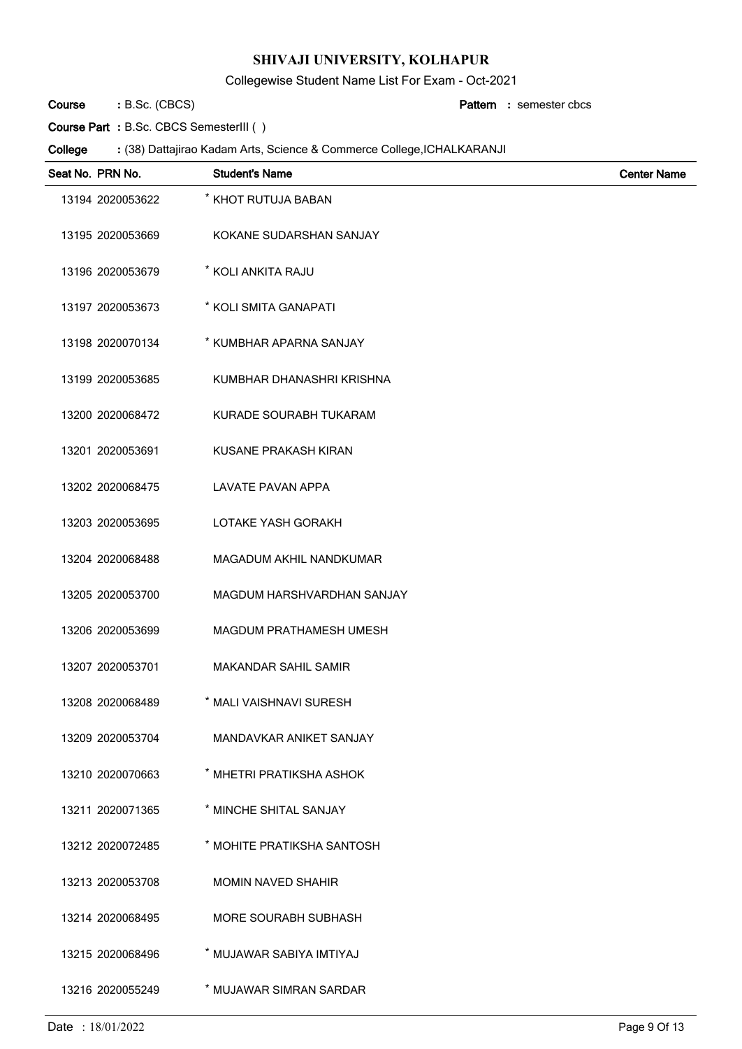# SHIVAJI UNIVERSITY, KOLHAPUR

Collegewise Student Name List For Exam - Oct-2021

**Course** : B.Sc. (CBCS) **Pattern** : semester cbcs

**Course Part** : B.Sc. CBCS SemesterIII ( )

**College** : (38) Dattajirao Kadam Arts, Science & Commerce College,ICHALKARANJI

| Seat No. | PRN No. | Student's Name | Center Name |
|---|---|---|---|
| 13194 | 2020053622 | * KHOT RUTUJA BABAN | |
| 13195 | 2020053669 | KOKANE SUDARSHAN SANJAY | |
| 13196 | 2020053679 | * KOLI ANKITA RAJU | |
| 13197 | 2020053673 | * KOLI SMITA GANAPATI | |
| 13198 | 2020070134 | * KUMBHAR APARNA SANJAY | |
| 13199 | 2020053685 | KUMBHAR DHANASHRI KRISHNA | |
| 13200 | 2020068472 | KURADE SOURABH TUKARAM | |
| 13201 | 2020053691 | KUSANE PRAKASH KIRAN | |
| 13202 | 2020068475 | LAVATE PAVAN APPA | |
| 13203 | 2020053695 | LOTAKE YASH GORAKH | |
| 13204 | 2020068488 | MAGADUM AKHIL NANDKUMAR | |
| 13205 | 2020053700 | MAGDUM HARSHVARDHAN SANJAY | |
| 13206 | 2020053699 | MAGDUM PRATHAMESH UMESH | |
| 13207 | 2020053701 | MAKANDAR SAHIL SAMIR | |
| 13208 | 2020068489 | * MALI VAISHNAVI SURESH | |
| 13209 | 2020053704 | MANDAVKAR ANIKET SANJAY | |
| 13210 | 2020070663 | * MHETRI PRATIKSHA ASHOK | |
| 13211 | 2020071365 | * MINCHE SHITAL SANJAY | |
| 13212 | 2020072485 | * MOHITE PRATIKSHA SANTOSH | |
| 13213 | 2020053708 | MOMIN NAVED SHAHIR | |
| 13214 | 2020068495 | MORE SOURABH SUBHASH | |
| 13215 | 2020068496 | * MUJAWAR SABIYA IMTIYAJ | |
| 13216 | 2020055249 | * MUJAWAR SIMRAN SARDAR | |

Date : 18/01/2022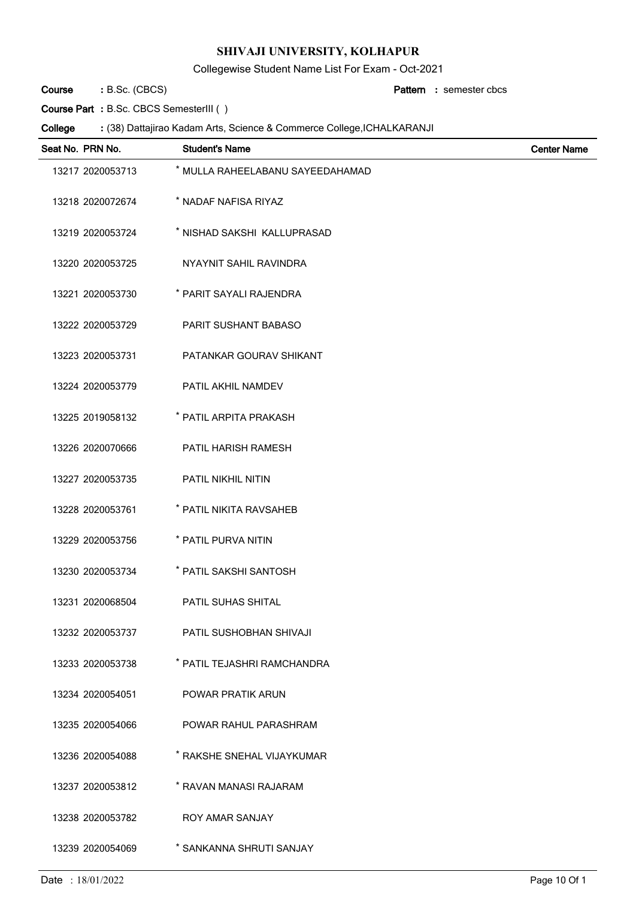# SHIVAJI UNIVERSITY, KOLHAPUR

Collegewise Student Name List For Exam - Oct-2021

**Course** : B.Sc. (CBCS) **Pattern** : semester cbcs

**Course Part** : B.Sc. CBCS SemesterIII ( )

**College** : (38) Dattajirao Kadam Arts, Science & Commerce College,ICHALKARANJI

| Seat No. | PRN No. | Student's Name | Center Name |
|---|---|---|---|
| 13217 | 2020053713 | * MULLA RAHEELABANU SAYEEDAHAMAD | |
| 13218 | 2020072674 | * NADAF NAFISA RIYAZ | |
| 13219 | 2020053724 | * NISHAD SAKSHI KALLUPRASAD | |
| 13220 | 2020053725 | NYAYNIT SAHIL RAVINDRA | |
| 13221 | 2020053730 | * PARIT SAYALI RAJENDRA | |
| 13222 | 2020053729 | PARIT SUSHANT BABASO | |
| 13223 | 2020053731 | PATANKAR GOURAV SHIKANT | |
| 13224 | 2020053779 | PATIL AKHIL NAMDEV | |
| 13225 | 2019058132 | * PATIL ARPITA PRAKASH | |
| 13226 | 2020070666 | PATIL HARISH RAMESH | |
| 13227 | 2020053735 | PATIL NIKHIL NITIN | |
| 13228 | 2020053761 | * PATIL NIKITA RAVSAHEB | |
| 13229 | 2020053756 | * PATIL PURVA NITIN | |
| 13230 | 2020053734 | * PATIL SAKSHI SANTOSH | |
| 13231 | 2020068504 | PATIL SUHAS SHITAL | |
| 13232 | 2020053737 | PATIL SUSHOBHAN SHIVAJI | |
| 13233 | 2020053738 | * PATIL TEJASHRI RAMCHANDRA | |
| 13234 | 2020054051 | POWAR PRATIK ARUN | |
| 13235 | 2020054066 | POWAR RAHUL PARASHRAM | |
| 13236 | 2020054088 | * RAKSHE SNEHAL VIJAYKUMAR | |
| 13237 | 2020053812 | * RAVAN MANASI RAJARAM | |
| 13238 | 2020053782 | ROY AMAR SANJAY | |
| 13239 | 2020054069 | * SANKANNA SHRUTI SANJAY | |

Date : 18/01/2022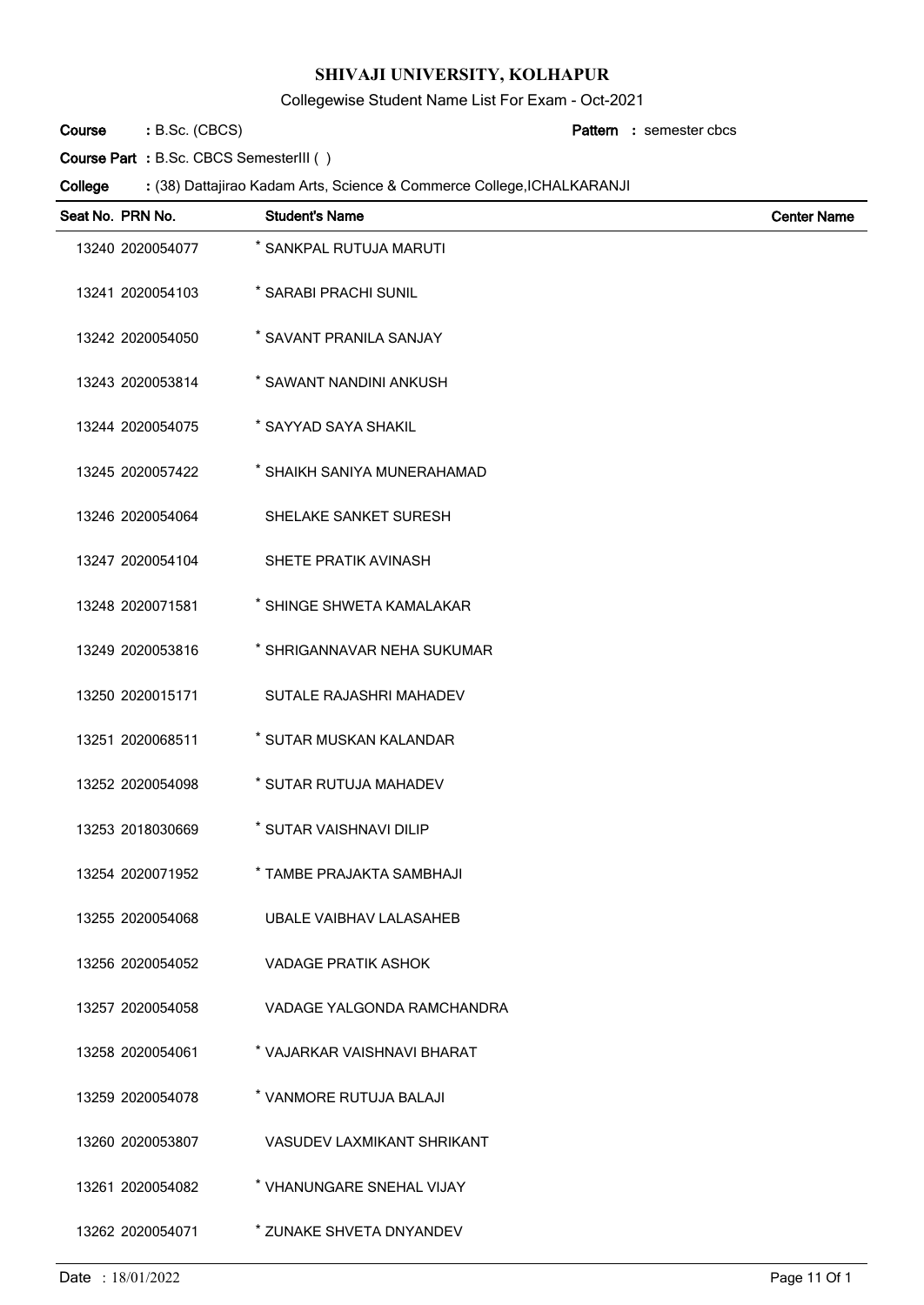# SHIVAJI UNIVERSITY, KOLHAPUR

Collegewise Student Name List For Exam - Oct-2021

**Course** : B.Sc. (CBCS) **Pattern** : semester cbcs

**Course Part** : B.Sc. CBCS SemesterIII ( )

**College** : (38) Dattajirao Kadam Arts, Science & Commerce College,ICHALKARANJI

| Seat No. | PRN No. | Student's Name | Center Name |
|---|---|---|---|
| 13240 | 2020054077 | * SANKPAL RUTUJA MARUTI | |
| 13241 | 2020054103 | * SARABI PRACHI SUNIL | |
| 13242 | 2020054050 | * SAVANT PRANILA SANJAY | |
| 13243 | 2020053814 | * SAWANT NANDINI ANKUSH | |
| 13244 | 2020054075 | * SAYYAD SAYA SHAKIL | |
| 13245 | 2020057422 | * SHAIKH SANIYA MUNERAHAMAD | |
| 13246 | 2020054064 | SHELAKE SANKET SURESH | |
| 13247 | 2020054104 | SHETE PRATIK AVINASH | |
| 13248 | 2020071581 | * SHINGE SHWETA KAMALAKAR | |
| 13249 | 2020053816 | * SHRIGANNAVAR NEHA SUKUMAR | |
| 13250 | 2020015171 | SUTALE RAJASHRI MAHADEV | |
| 13251 | 2020068511 | * SUTAR MUSKAN KALANDAR | |
| 13252 | 2020054098 | * SUTAR RUTUJA MAHADEV | |
| 13253 | 2018030669 | * SUTAR VAISHNAVI DILIP | |
| 13254 | 2020071952 | * TAMBE PRAJAKTA SAMBHAJI | |
| 13255 | 2020054068 | UBALE VAIBHAV LALASAHEB | |
| 13256 | 2020054052 | VADAGE PRATIK ASHOK | |
| 13257 | 2020054058 | VADAGE YALGONDA RAMCHANDRA | |
| 13258 | 2020054061 | * VAJARKAR VAISHNAVI BHARAT | |
| 13259 | 2020054078 | * VANMORE RUTUJA BALAJI | |
| 13260 | 2020053807 | VASUDEV LAXMIKANT SHRIKANT | |
| 13261 | 2020054082 | * VHANUNGARE SNEHAL VIJAY | |
| 13262 | 2020054071 | * ZUNAKE SHVETA DNYANDEV | |

Date : 18/01/2022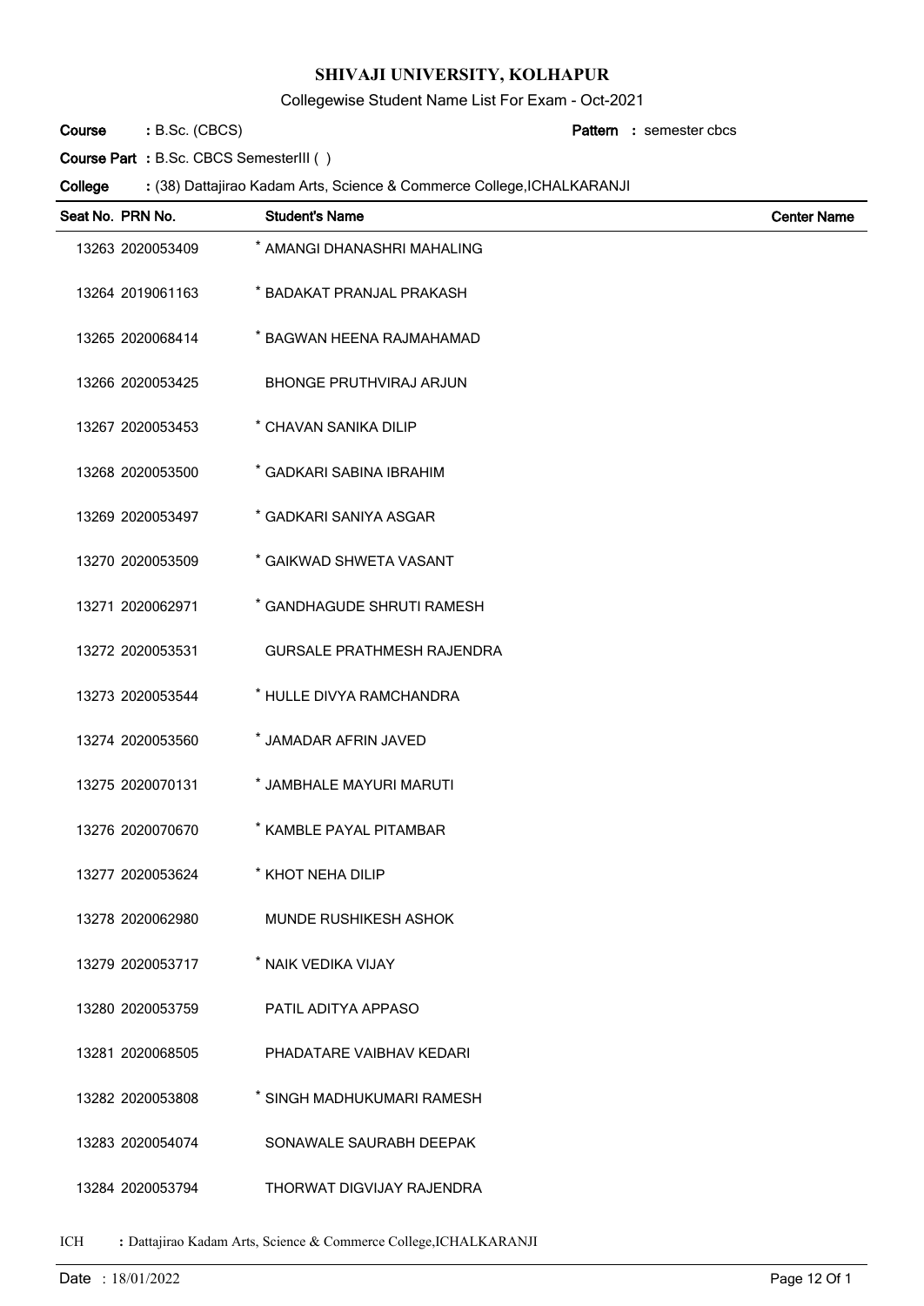# SHIVAJI UNIVERSITY, KOLHAPUR

Collegewise Student Name List For Exam - Oct-2021

**Course** : B.Sc. (CBCS) **Pattern** : semester cbcs

**Course Part** : B.Sc. CBCS SemesterIII ( )

**College** : (38) Dattajirao Kadam Arts, Science & Commerce College,ICHALKARANJI

| Seat No. | PRN No. | Student's Name | Center Name |
|---|---|---|---|
| 13263 | 2020053409 | * AMANGI DHANASHRI MAHALING | |
| 13264 | 2019061163 | * BADAKAT PRANJAL PRAKASH | |
| 13265 | 2020068414 | * BAGWAN HEENA RAJMAHAMAD | |
| 13266 | 2020053425 | BHONGE PRUTHVIRAJ ARJUN | |
| 13267 | 2020053453 | * CHAVAN SANIKA DILIP | |
| 13268 | 2020053500 | * GADKARI SABINA IBRAHIM | |
| 13269 | 2020053497 | * GADKARI SANIYA ASGAR | |
| 13270 | 2020053509 | * GAIKWAD SHWETA VASANT | |
| 13271 | 2020062971 | * GANDHAGUDE SHRUTI RAMESH | |
| 13272 | 2020053531 | GURSALE PRATHMESH RAJENDRA | |
| 13273 | 2020053544 | * HULLE DIVYA RAMCHANDRA | |
| 13274 | 2020053560 | * JAMADAR AFRIN JAVED | |
| 13275 | 2020070131 | * JAMBHALE MAYURI MARUTI | |
| 13276 | 2020070670 | * KAMBLE PAYAL PITAMBAR | |
| 13277 | 2020053624 | * KHOT NEHA DILIP | |
| 13278 | 2020062980 | MUNDE RUSHIKESH ASHOK | |
| 13279 | 2020053717 | * NAIK VEDIKA VIJAY | |
| 13280 | 2020053759 | PATIL ADITYA APPASO | |
| 13281 | 2020068505 | PHADATARE VAIBHAV KEDARI | |
| 13282 | 2020053808 | * SINGH MADHUKUMARI RAMESH | |
| 13283 | 2020054074 | SONAWALE SAURABH DEEPAK | |
| 13284 | 2020053794 | THORWAT DIGVIJAY RAJENDRA | |

ICH : Dattajirao Kadam Arts, Science & Commerce College,ICHALKARANJI

Date : 18/01/2022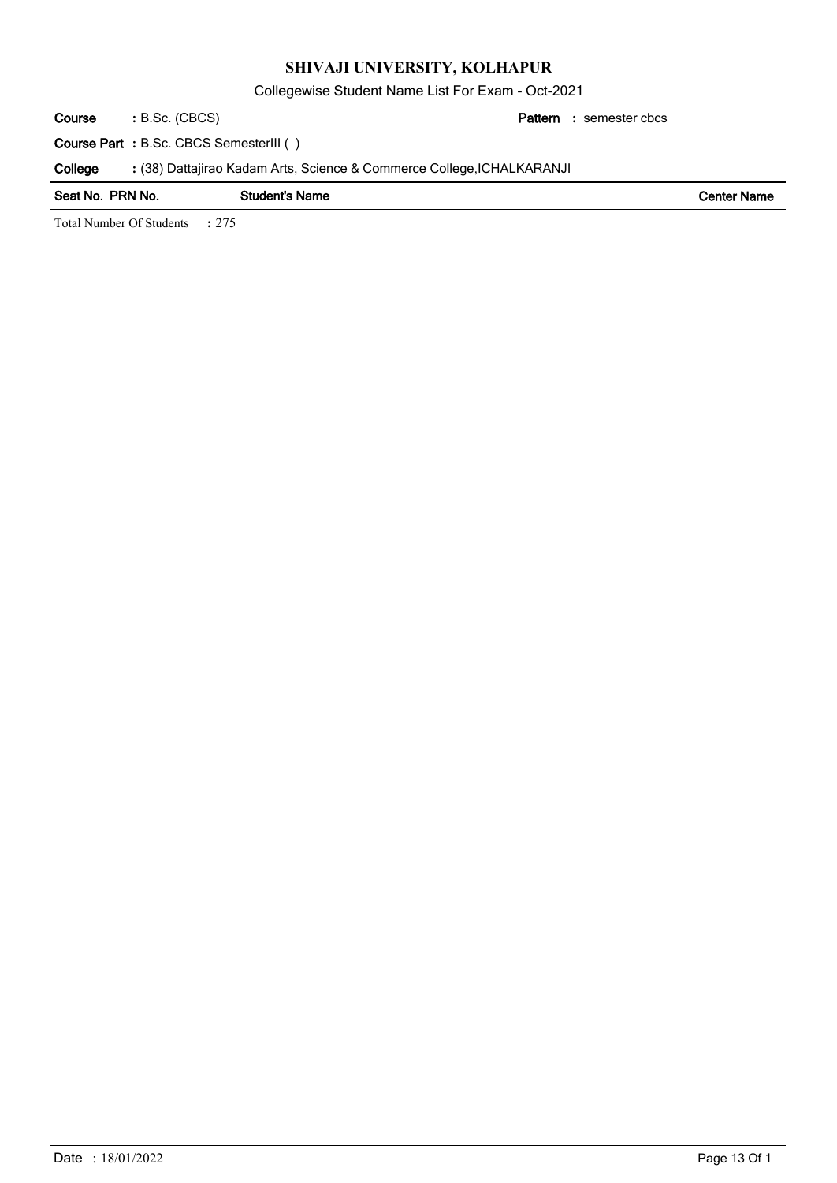# SHIVAJI UNIVERSITY, KOLHAPUR

Collegewise Student Name List For Exam - Oct-2021

**Course** : B.Sc. (CBCS) **Pattern** : semester cbcs

**Course Part** : B.Sc. CBCS SemesterIII ( )

**College** : (38) Dattajirao Kadam Arts, Science & Commerce College,ICHALKARANJI

| Seat No. | PRN No. | Student's Name | Center Name |
|---|---|---|---|

Total Number Of Students : 275

Date : 18/01/2022